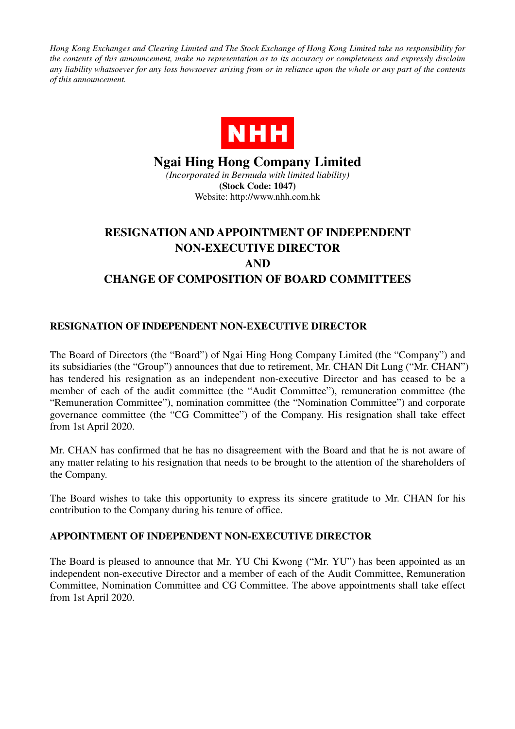*Hong Kong Exchanges and Clearing Limited and The Stock Exchange of Hong Kong Limited take no responsibility for the contents of this announcement, make no representation as to its accuracy or completeness and expressly disclaim any liability whatsoever for any loss howsoever arising from or in reliance upon the whole or any part of the contents of this announcement.*

NHH

# Ngai Hing Hong Company Limited

*(Incorporated in Bermuda with limited liability)*

**(Stock Code: 1047)**

Website: http://www.nhh.com.hk

# RESIGNATION AND APPOINTMENT OF INDEPENDENT NON-EXECUTIVE DIRECTOR AND CHANGE OF COMPOSITION OF BOARD COMMITTEES

## RESIGNATION OF INDEPENDENT NON-EXECUTIVE DIRECTOR

The Board of Directors (the "Board") of Ngai Hing Hong Company Limited (the "Company") and its subsidiaries (the "Group") announces that due to retirement, Mr. CHAN Dit Lung ("Mr. CHAN") has tendered his resignation as an independent non-executive Director and has ceased to be a member of each of the audit committee (the "Audit Committee"), remuneration committee (the "Remuneration Committee"), nomination committee (the "Nomination Committee") and corporate governance committee (the "CG Committee") of the Company. His resignation shall take effect from 1st April 2020.

Mr. CHAN has confirmed that he has no disagreement with the Board and that he is not aware of any matter relating to his resignation that needs to be brought to the attention of the shareholders of the Company.

The Board wishes to take this opportunity to express its sincere gratitude to Mr. CHAN for his contribution to the Company during his tenure of office.

## APPOINTMENT OF INDEPENDENT NON-EXECUTIVE DIRECTOR

The Board is pleased to announce that Mr. YU Chi Kwong ("Mr. YU") has been appointed as an independent non-executive Director and a member of each of the Audit Committee, Remuneration Committee, Nomination Committee and CG Committee. The above appointments shall take effect from 1st April 2020.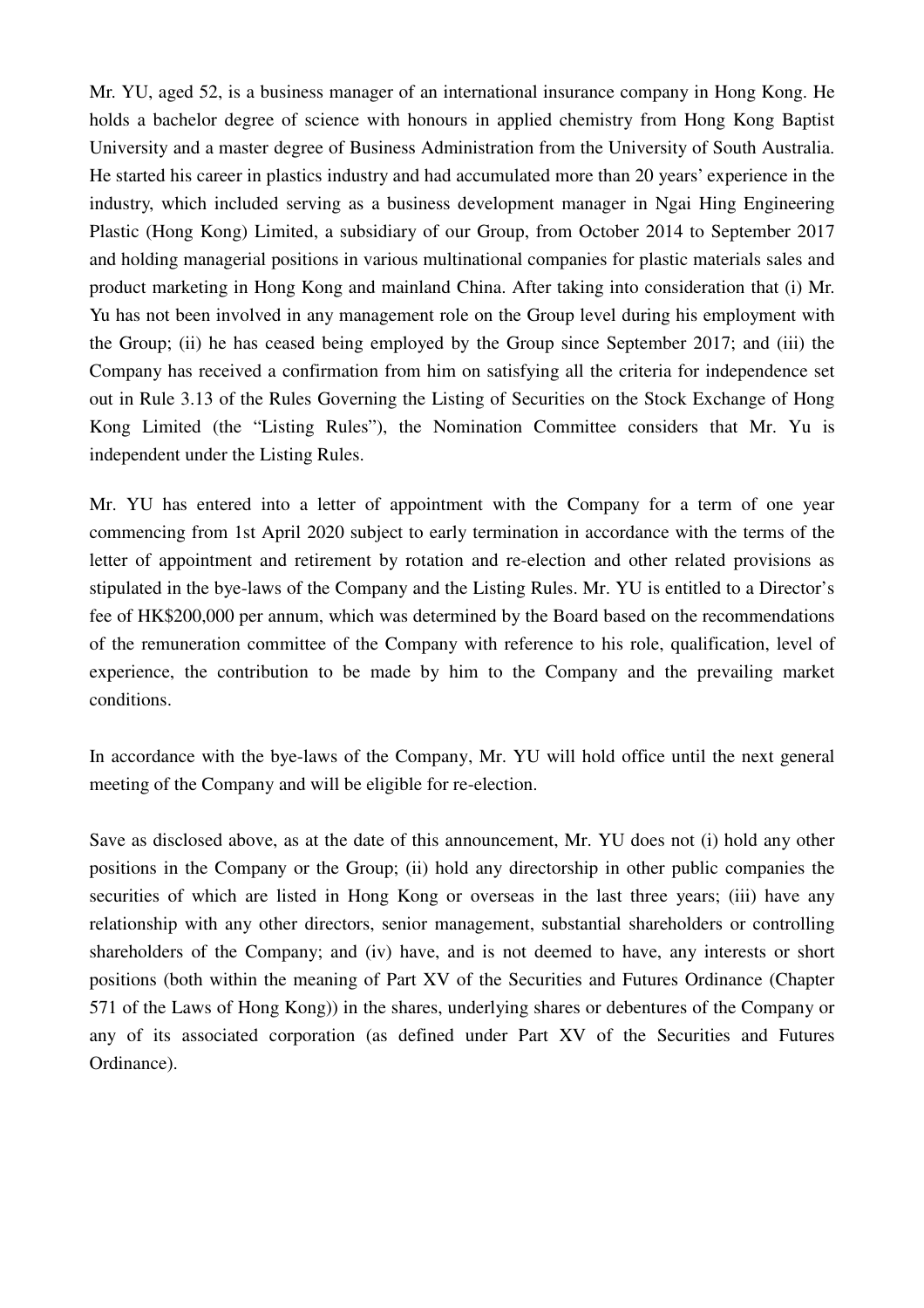Mr. YU, aged 52, is a business manager of an international insurance company in Hong Kong. He holds a bachelor degree of science with honours in applied chemistry from Hong Kong Baptist University and a master degree of Business Administration from the University of South Australia. He started his career in plastics industry and had accumulated more than 20 years' experience in the industry, which included serving as a business development manager in Ngai Hing Engineering Plastic (Hong Kong) Limited, a subsidiary of our Group, from October 2014 to September 2017 and holding managerial positions in various multinational companies for plastic materials sales and product marketing in Hong Kong and mainland China. After taking into consideration that (i) Mr. Yu has not been involved in any management role on the Group level during his employment with the Group; (ii) he has ceased being employed by the Group since September 2017; and (iii) the Company has received a confirmation from him on satisfying all the criteria for independence set out in Rule 3.13 of the Rules Governing the Listing of Securities on the Stock Exchange of Hong Kong Limited (the "Listing Rules"), the Nomination Committee considers that Mr. Yu is independent under the Listing Rules.

Mr. YU has entered into a letter of appointment with the Company for a term of one year commencing from 1st April 2020 subject to early termination in accordance with the terms of the letter of appointment and retirement by rotation and re-election and other related provisions as stipulated in the bye-laws of the Company and the Listing Rules. Mr. YU is entitled to a Director's fee of HK$200,000 per annum, which was determined by the Board based on the recommendations of the remuneration committee of the Company with reference to his role, qualification, level of experience, the contribution to be made by him to the Company and the prevailing market conditions.

In accordance with the bye-laws of the Company, Mr. YU will hold office until the next general meeting of the Company and will be eligible for re-election.

Save as disclosed above, as at the date of this announcement, Mr. YU does not (i) hold any other positions in the Company or the Group; (ii) hold any directorship in other public companies the securities of which are listed in Hong Kong or overseas in the last three years; (iii) have any relationship with any other directors, senior management, substantial shareholders or controlling shareholders of the Company; and (iv) have, and is not deemed to have, any interests or short positions (both within the meaning of Part XV of the Securities and Futures Ordinance (Chapter 571 of the Laws of Hong Kong)) in the shares, underlying shares or debentures of the Company or any of its associated corporation (as defined under Part XV of the Securities and Futures Ordinance).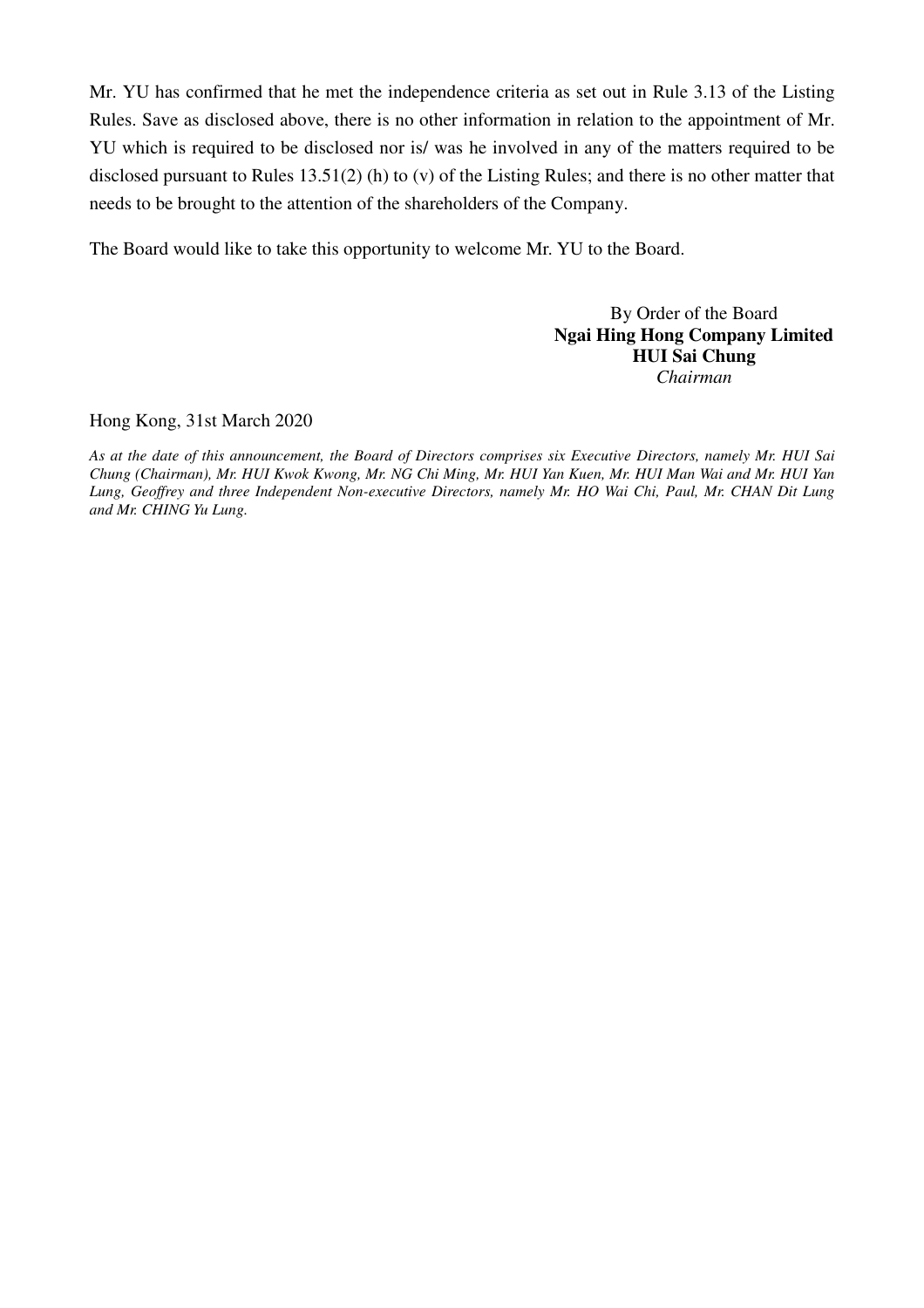Mr. YU has confirmed that he met the independence criteria as set out in Rule 3.13 of the Listing Rules. Save as disclosed above, there is no other information in relation to the appointment of Mr. YU which is required to be disclosed nor is/ was he involved in any of the matters required to be disclosed pursuant to Rules 13.51(2) (h) to (v) of the Listing Rules; and there is no other matter that needs to be brought to the attention of the shareholders of the Company.

The Board would like to take this opportunity to welcome Mr. YU to the Board.

By Order of the Board
**Ngai Hing Hong Company Limited**
**HUI Sai Chung**
*Chairman*

Hong Kong, 31st March 2020

*As at the date of this announcement, the Board of Directors comprises six Executive Directors, namely Mr. HUI Sai Chung (Chairman), Mr. HUI Kwok Kwong, Mr. NG Chi Ming, Mr. HUI Yan Kuen, Mr. HUI Man Wai and Mr. HUI Yan Lung, Geoffrey and three Independent Non-executive Directors, namely Mr. HO Wai Chi, Paul, Mr. CHAN Dit Lung and Mr. CHING Yu Lung.*